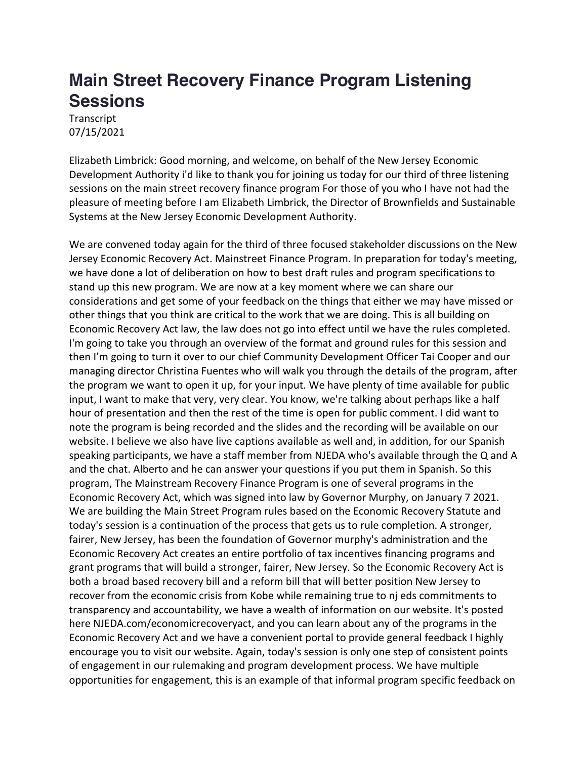# Main Street Recovery Finance Program Listening Sessions

Transcript
07/15/2021

Elizabeth Limbrick: Good morning, and welcome, on behalf of the New Jersey Economic Development Authority i'd like to thank you for joining us today for our third of three listening sessions on the main street recovery finance program For those of you who I have not had the pleasure of meeting before I am Elizabeth Limbrick, the Director of Brownfields and Sustainable Systems at the New Jersey Economic Development Authority.

We are convened today again for the third of three focused stakeholder discussions on the New Jersey Economic Recovery Act. Mainstreet Finance Program. In preparation for today's meeting, we have done a lot of deliberation on how to best draft rules and program specifications to stand up this new program. We are now at a key moment where we can share our considerations and get some of your feedback on the things that either we may have missed or other things that you think are critical to the work that we are doing. This is all building on Economic Recovery Act law, the law does not go into effect until we have the rules completed. I'm going to take you through an overview of the format and ground rules for this session and then I'm going to turn it over to our chief Community Development Officer Tai Cooper and our managing director Christina Fuentes who will walk you through the details of the program, after the program we want to open it up, for your input. We have plenty of time available for public input, I want to make that very, very clear. You know, we're talking about perhaps like a half hour of presentation and then the rest of the time is open for public comment. I did want to note the program is being recorded and the slides and the recording will be available on our website. I believe we also have live captions available as well and, in addition, for our Spanish speaking participants, we have a staff member from NJEDA who's available through the Q and A and the chat. Alberto and he can answer your questions if you put them in Spanish. So this program, The Mainstream Recovery Finance Program is one of several programs in the Economic Recovery Act, which was signed into law by Governor Murphy, on January 7 2021. We are building the Main Street Program rules based on the Economic Recovery Statute and today's session is a continuation of the process that gets us to rule completion. A stronger, fairer, New Jersey, has been the foundation of Governor murphy's administration and the Economic Recovery Act creates an entire portfolio of tax incentives financing programs and grant programs that will build a stronger, fairer, New Jersey. So the Economic Recovery Act is both a broad based recovery bill and a reform bill that will better position New Jersey to recover from the economic crisis from Kobe while remaining true to nj eds commitments to transparency and accountability, we have a wealth of information on our website. It's posted here NJEDA.com/economicrecoveryact, and you can learn about any of the programs in the Economic Recovery Act and we have a convenient portal to provide general feedback I highly encourage you to visit our website. Again, today's session is only one step of consistent points of engagement in our rulemaking and program development process. We have multiple opportunities for engagement, this is an example of that informal program specific feedback on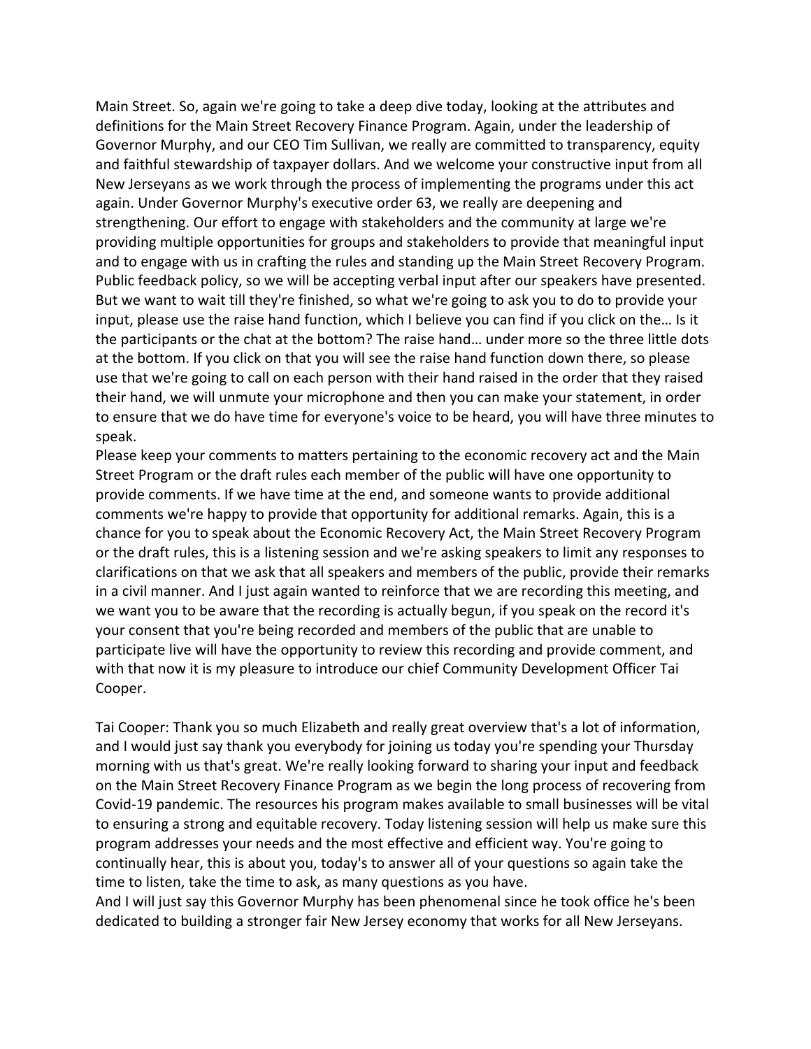Main Street. So, again we're going to take a deep dive today, looking at the attributes and definitions for the Main Street Recovery Finance Program. Again, under the leadership of Governor Murphy, and our CEO Tim Sullivan, we really are committed to transparency, equity and faithful stewardship of taxpayer dollars. And we welcome your constructive input from all New Jerseyans as we work through the process of implementing the programs under this act again. Under Governor Murphy's executive order 63, we really are deepening and strengthening. Our effort to engage with stakeholders and the community at large we're providing multiple opportunities for groups and stakeholders to provide that meaningful input and to engage with us in crafting the rules and standing up the Main Street Recovery Program. Public feedback policy, so we will be accepting verbal input after our speakers have presented. But we want to wait till they're finished, so what we're going to ask you to do to provide your input, please use the raise hand function, which I believe you can find if you click on the… Is it the participants or the chat at the bottom? The raise hand… under more so the three little dots at the bottom. If you click on that you will see the raise hand function down there, so please use that we're going to call on each person with their hand raised in the order that they raised their hand, we will unmute your microphone and then you can make your statement, in order to ensure that we do have time for everyone's voice to be heard, you will have three minutes to speak.

Please keep your comments to matters pertaining to the economic recovery act and the Main Street Program or the draft rules each member of the public will have one opportunity to provide comments. If we have time at the end, and someone wants to provide additional comments we're happy to provide that opportunity for additional remarks. Again, this is a chance for you to speak about the Economic Recovery Act, the Main Street Recovery Program or the draft rules, this is a listening session and we're asking speakers to limit any responses to clarifications on that we ask that all speakers and members of the public, provide their remarks in a civil manner. And I just again wanted to reinforce that we are recording this meeting, and we want you to be aware that the recording is actually begun, if you speak on the record it's your consent that you're being recorded and members of the public that are unable to participate live will have the opportunity to review this recording and provide comment, and with that now it is my pleasure to introduce our chief Community Development Officer Tai Cooper.

Tai Cooper: Thank you so much Elizabeth and really great overview that's a lot of information, and I would just say thank you everybody for joining us today you're spending your Thursday morning with us that's great. We're really looking forward to sharing your input and feedback on the Main Street Recovery Finance Program as we begin the long process of recovering from Covid-19 pandemic. The resources his program makes available to small businesses will be vital to ensuring a strong and equitable recovery. Today listening session will help us make sure this program addresses your needs and the most effective and efficient way. You're going to continually hear, this is about you, today's to answer all of your questions so again take the time to listen, take the time to ask, as many questions as you have.

And I will just say this Governor Murphy has been phenomenal since he took office he's been dedicated to building a stronger fair New Jersey economy that works for all New Jerseyans.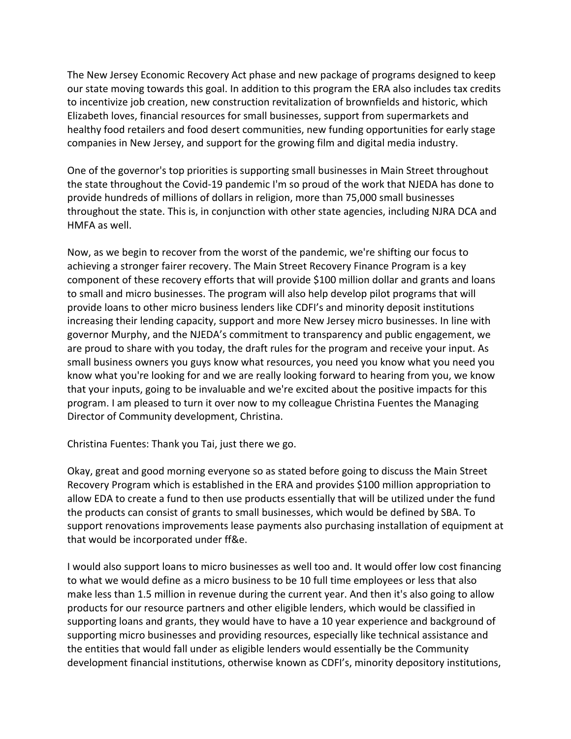The New Jersey Economic Recovery Act phase and new package of programs designed to keep our state moving towards this goal. In addition to this program the ERA also includes tax credits to incentivize job creation, new construction revitalization of brownfields and historic, which Elizabeth loves, financial resources for small businesses, support from supermarkets and healthy food retailers and food desert communities, new funding opportunities for early stage companies in New Jersey, and support for the growing film and digital media industry.

One of the governor's top priorities is supporting small businesses in Main Street throughout the state throughout the Covid-19 pandemic I'm so proud of the work that NJEDA has done to provide hundreds of millions of dollars in religion, more than 75,000 small businesses throughout the state. This is, in conjunction with other state agencies, including NJRA DCA and HMFA as well.

Now, as we begin to recover from the worst of the pandemic, we're shifting our focus to achieving a stronger fairer recovery. The Main Street Recovery Finance Program is a key component of these recovery efforts that will provide $100 million dollar and grants and loans to small and micro businesses. The program will also help develop pilot programs that will provide loans to other micro business lenders like CDFI's and minority deposit institutions increasing their lending capacity, support and more New Jersey micro businesses. In line with governor Murphy, and the NJEDA's commitment to transparency and public engagement, we are proud to share with you today, the draft rules for the program and receive your input. As small business owners you guys know what resources, you need you know what you need you know what you're looking for and we are really looking forward to hearing from you, we know that your inputs, going to be invaluable and we're excited about the positive impacts for this program. I am pleased to turn it over now to my colleague Christina Fuentes the Managing Director of Community development, Christina.

Christina Fuentes: Thank you Tai, just there we go.

Okay, great and good morning everyone so as stated before going to discuss the Main Street Recovery Program which is established in the ERA and provides $100 million appropriation to allow EDA to create a fund to then use products essentially that will be utilized under the fund the products can consist of grants to small businesses, which would be defined by SBA. To support renovations improvements lease payments also purchasing installation of equipment at that would be incorporated under ff&e.

I would also support loans to micro businesses as well too and. It would offer low cost financing to what we would define as a micro business to be 10 full time employees or less that also make less than 1.5 million in revenue during the current year. And then it's also going to allow products for our resource partners and other eligible lenders, which would be classified in supporting loans and grants, they would have to have a 10 year experience and background of supporting micro businesses and providing resources, especially like technical assistance and the entities that would fall under as eligible lenders would essentially be the Community development financial institutions, otherwise known as CDFI's, minority depository institutions,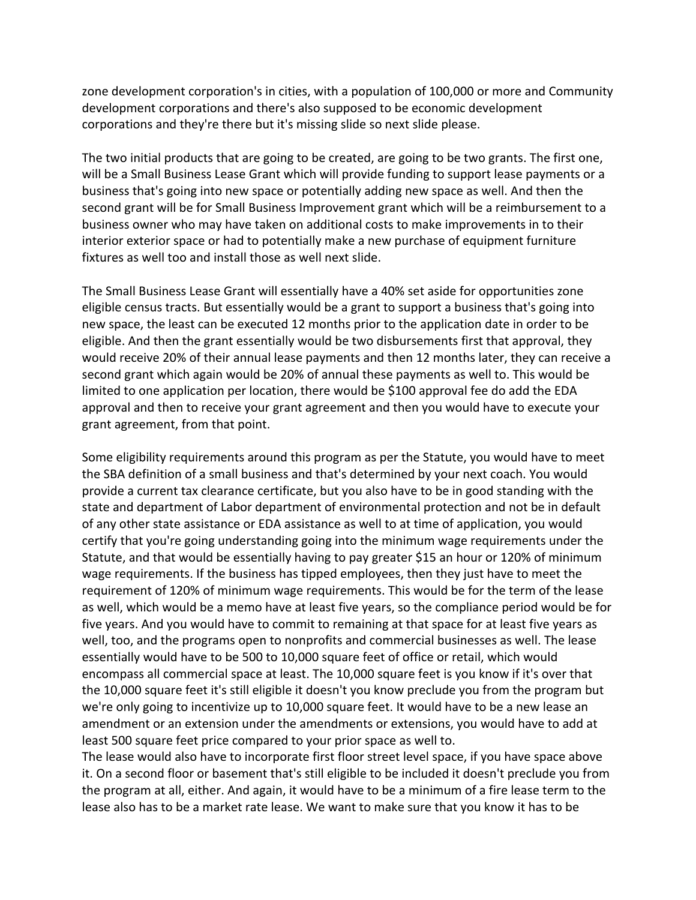zone development corporation's in cities, with a population of 100,000 or more and Community development corporations and there's also supposed to be economic development corporations and they're there but it's missing slide so next slide please.

The two initial products that are going to be created, are going to be two grants. The first one, will be a Small Business Lease Grant which will provide funding to support lease payments or a business that's going into new space or potentially adding new space as well. And then the second grant will be for Small Business Improvement grant which will be a reimbursement to a business owner who may have taken on additional costs to make improvements in to their interior exterior space or had to potentially make a new purchase of equipment furniture fixtures as well too and install those as well next slide.

The Small Business Lease Grant will essentially have a 40% set aside for opportunities zone eligible census tracts. But essentially would be a grant to support a business that's going into new space, the least can be executed 12 months prior to the application date in order to be eligible. And then the grant essentially would be two disbursements first that approval, they would receive 20% of their annual lease payments and then 12 months later, they can receive a second grant which again would be 20% of annual these payments as well to. This would be limited to one application per location, there would be $100 approval fee do add the EDA approval and then to receive your grant agreement and then you would have to execute your grant agreement, from that point.

Some eligibility requirements around this program as per the Statute, you would have to meet the SBA definition of a small business and that's determined by your next coach. You would provide a current tax clearance certificate, but you also have to be in good standing with the state and department of Labor department of environmental protection and not be in default of any other state assistance or EDA assistance as well to at time of application, you would certify that you're going understanding going into the minimum wage requirements under the Statute, and that would be essentially having to pay greater $15 an hour or 120% of minimum wage requirements. If the business has tipped employees, then they just have to meet the requirement of 120% of minimum wage requirements. This would be for the term of the lease as well, which would be a memo have at least five years, so the compliance period would be for five years. And you would have to commit to remaining at that space for at least five years as well, too, and the programs open to nonprofits and commercial businesses as well. The lease essentially would have to be 500 to 10,000 square feet of office or retail, which would encompass all commercial space at least. The 10,000 square feet is you know if it's over that the 10,000 square feet it's still eligible it doesn't you know preclude you from the program but we're only going to incentivize up to 10,000 square feet. It would have to be a new lease an amendment or an extension under the amendments or extensions, you would have to add at least 500 square feet price compared to your prior space as well to.
The lease would also have to incorporate first floor street level space, if you have space above it. On a second floor or basement that's still eligible to be included it doesn't preclude you from the program at all, either. And again, it would have to be a minimum of a fire lease term to the lease also has to be a market rate lease. We want to make sure that you know it has to be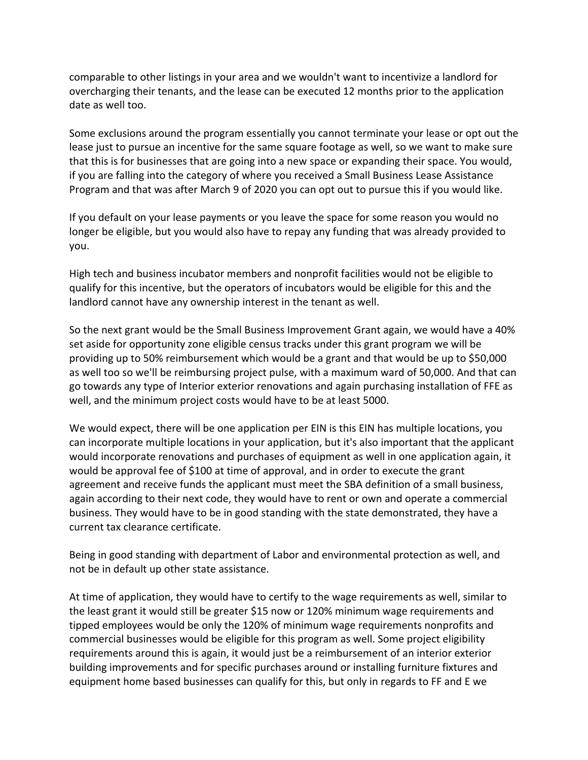comparable to other listings in your area and we wouldn't want to incentivize a landlord for overcharging their tenants, and the lease can be executed 12 months prior to the application date as well too.

Some exclusions around the program essentially you cannot terminate your lease or opt out the lease just to pursue an incentive for the same square footage as well, so we want to make sure that this is for businesses that are going into a new space or expanding their space. You would, if you are falling into the category of where you received a Small Business Lease Assistance Program and that was after March 9 of 2020 you can opt out to pursue this if you would like.

If you default on your lease payments or you leave the space for some reason you would no longer be eligible, but you would also have to repay any funding that was already provided to you.

High tech and business incubator members and nonprofit facilities would not be eligible to qualify for this incentive, but the operators of incubators would be eligible for this and the landlord cannot have any ownership interest in the tenant as well.

So the next grant would be the Small Business Improvement Grant again, we would have a 40% set aside for opportunity zone eligible census tracks under this grant program we will be providing up to 50% reimbursement which would be a grant and that would be up to $50,000 as well too so we'll be reimbursing project pulse, with a maximum ward of 50,000. And that can go towards any type of Interior exterior renovations and again purchasing installation of FFE as well, and the minimum project costs would have to be at least 5000.

We would expect, there will be one application per EIN is this EIN has multiple locations, you can incorporate multiple locations in your application, but it's also important that the applicant would incorporate renovations and purchases of equipment as well in one application again, it would be approval fee of $100 at time of approval, and in order to execute the grant agreement and receive funds the applicant must meet the SBA definition of a small business, again according to their next code, they would have to rent or own and operate a commercial business. They would have to be in good standing with the state demonstrated, they have a current tax clearance certificate.

Being in good standing with department of Labor and environmental protection as well, and not be in default up other state assistance.

At time of application, they would have to certify to the wage requirements as well, similar to the least grant it would still be greater $15 now or 120% minimum wage requirements and tipped employees would be only the 120% of minimum wage requirements nonprofits and commercial businesses would be eligible for this program as well. Some project eligibility requirements around this is again, it would just be a reimbursement of an interior exterior building improvements and for specific purchases around or installing furniture fixtures and equipment home based businesses can qualify for this, but only in regards to FF and E we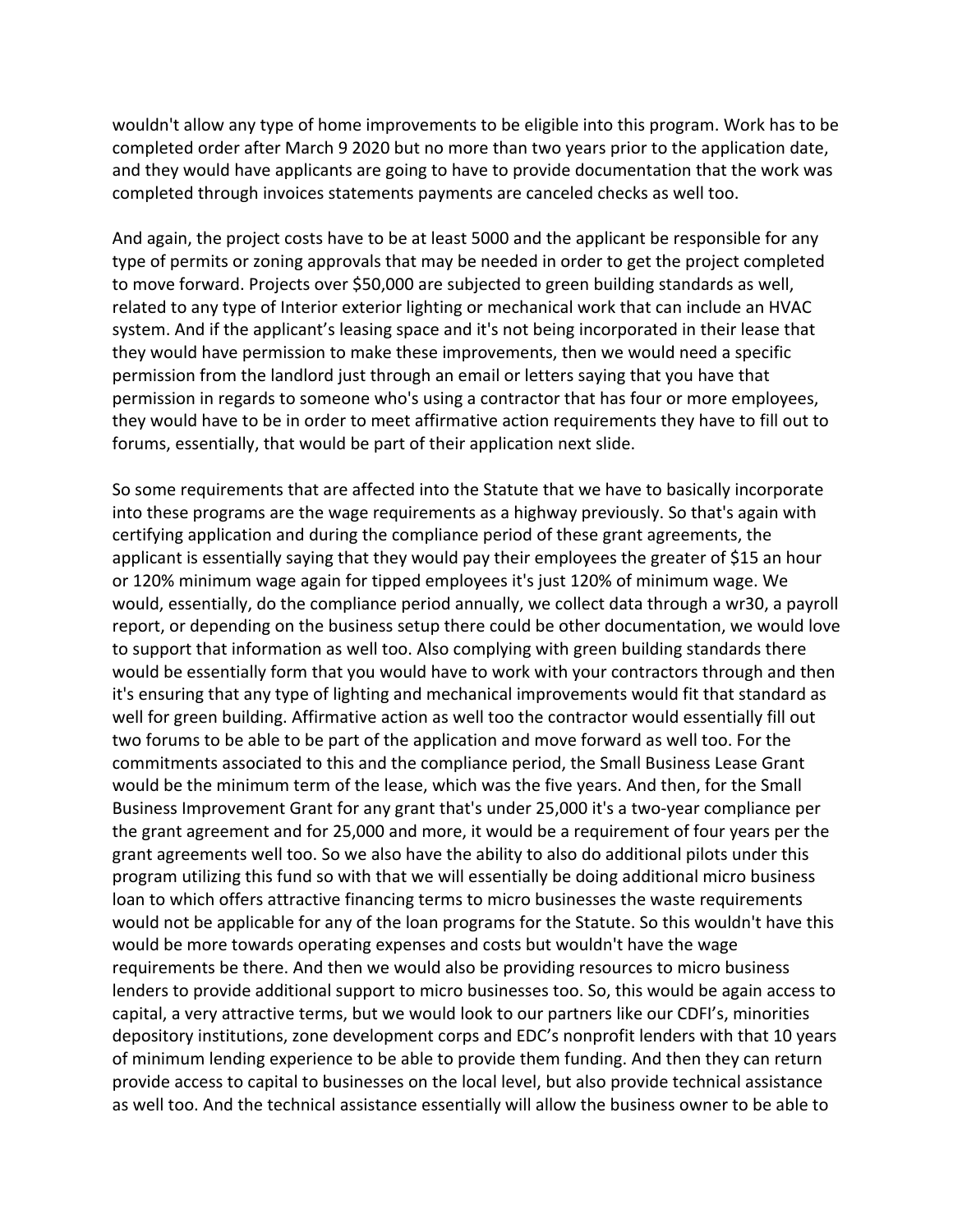wouldn't allow any type of home improvements to be eligible into this program. Work has to be completed order after March 9 2020 but no more than two years prior to the application date, and they would have applicants are going to have to provide documentation that the work was completed through invoices statements payments are canceled checks as well too.

And again, the project costs have to be at least 5000 and the applicant be responsible for any type of permits or zoning approvals that may be needed in order to get the project completed to move forward. Projects over $50,000 are subjected to green building standards as well, related to any type of Interior exterior lighting or mechanical work that can include an HVAC system. And if the applicant's leasing space and it's not being incorporated in their lease that they would have permission to make these improvements, then we would need a specific permission from the landlord just through an email or letters saying that you have that permission in regards to someone who's using a contractor that has four or more employees, they would have to be in order to meet affirmative action requirements they have to fill out to forums, essentially, that would be part of their application next slide.

So some requirements that are affected into the Statute that we have to basically incorporate into these programs are the wage requirements as a highway previously. So that's again with certifying application and during the compliance period of these grant agreements, the applicant is essentially saying that they would pay their employees the greater of $15 an hour or 120% minimum wage again for tipped employees it's just 120% of minimum wage. We would, essentially, do the compliance period annually, we collect data through a wr30, a payroll report, or depending on the business setup there could be other documentation, we would love to support that information as well too. Also complying with green building standards there would be essentially form that you would have to work with your contractors through and then it's ensuring that any type of lighting and mechanical improvements would fit that standard as well for green building. Affirmative action as well too the contractor would essentially fill out two forums to be able to be part of the application and move forward as well too. For the commitments associated to this and the compliance period, the Small Business Lease Grant would be the minimum term of the lease, which was the five years. And then, for the Small Business Improvement Grant for any grant that's under 25,000 it's a two-year compliance per the grant agreement and for 25,000 and more, it would be a requirement of four years per the grant agreements well too. So we also have the ability to also do additional pilots under this program utilizing this fund so with that we will essentially be doing additional micro business loan to which offers attractive financing terms to micro businesses the waste requirements would not be applicable for any of the loan programs for the Statute. So this wouldn't have this would be more towards operating expenses and costs but wouldn't have the wage requirements be there. And then we would also be providing resources to micro business lenders to provide additional support to micro businesses too. So, this would be again access to capital, a very attractive terms, but we would look to our partners like our CDFI's, minorities depository institutions, zone development corps and EDC's nonprofit lenders with that 10 years of minimum lending experience to be able to provide them funding. And then they can return provide access to capital to businesses on the local level, but also provide technical assistance as well too. And the technical assistance essentially will allow the business owner to be able to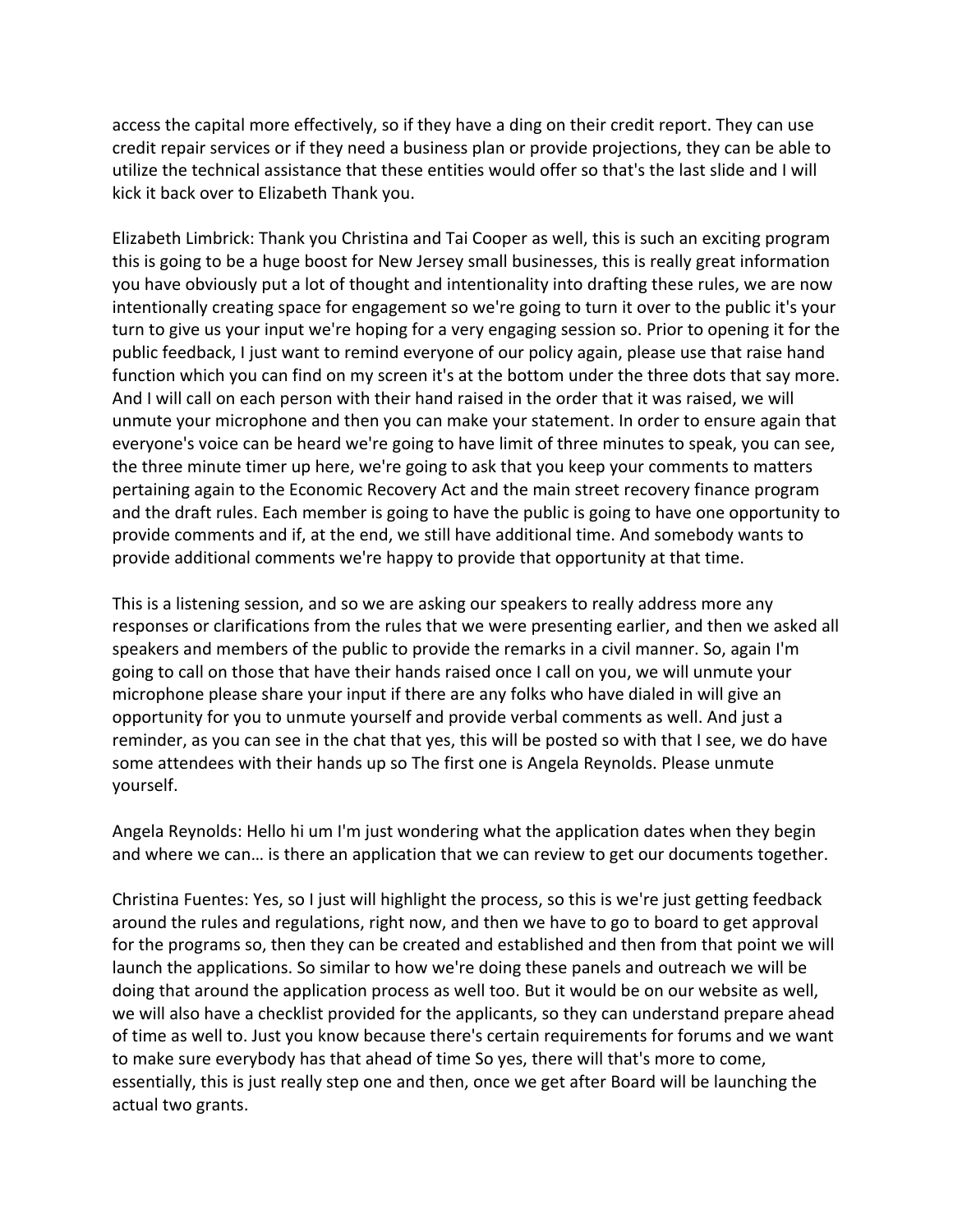access the capital more effectively, so if they have a ding on their credit report. They can use credit repair services or if they need a business plan or provide projections, they can be able to utilize the technical assistance that these entities would offer so that's the last slide and I will kick it back over to Elizabeth Thank you.

Elizabeth Limbrick: Thank you Christina and Tai Cooper as well, this is such an exciting program this is going to be a huge boost for New Jersey small businesses, this is really great information you have obviously put a lot of thought and intentionality into drafting these rules, we are now intentionally creating space for engagement so we're going to turn it over to the public it's your turn to give us your input we're hoping for a very engaging session so. Prior to opening it for the public feedback, I just want to remind everyone of our policy again, please use that raise hand function which you can find on my screen it's at the bottom under the three dots that say more. And I will call on each person with their hand raised in the order that it was raised, we will unmute your microphone and then you can make your statement. In order to ensure again that everyone's voice can be heard we're going to have limit of three minutes to speak, you can see, the three minute timer up here, we're going to ask that you keep your comments to matters pertaining again to the Economic Recovery Act and the main street recovery finance program and the draft rules. Each member is going to have the public is going to have one opportunity to provide comments and if, at the end, we still have additional time. And somebody wants to provide additional comments we're happy to provide that opportunity at that time.

This is a listening session, and so we are asking our speakers to really address more any responses or clarifications from the rules that we were presenting earlier, and then we asked all speakers and members of the public to provide the remarks in a civil manner. So, again I'm going to call on those that have their hands raised once I call on you, we will unmute your microphone please share your input if there are any folks who have dialed in will give an opportunity for you to unmute yourself and provide verbal comments as well. And just a reminder, as you can see in the chat that yes, this will be posted so with that I see, we do have some attendees with their hands up so The first one is Angela Reynolds. Please unmute yourself.

Angela Reynolds: Hello hi um I'm just wondering what the application dates when they begin and where we can… is there an application that we can review to get our documents together.

Christina Fuentes: Yes, so I just will highlight the process, so this is we're just getting feedback around the rules and regulations, right now, and then we have to go to board to get approval for the programs so, then they can be created and established and then from that point we will launch the applications. So similar to how we're doing these panels and outreach we will be doing that around the application process as well too. But it would be on our website as well, we will also have a checklist provided for the applicants, so they can understand prepare ahead of time as well to. Just you know because there's certain requirements for forums and we want to make sure everybody has that ahead of time So yes, there will that's more to come, essentially, this is just really step one and then, once we get after Board will be launching the actual two grants.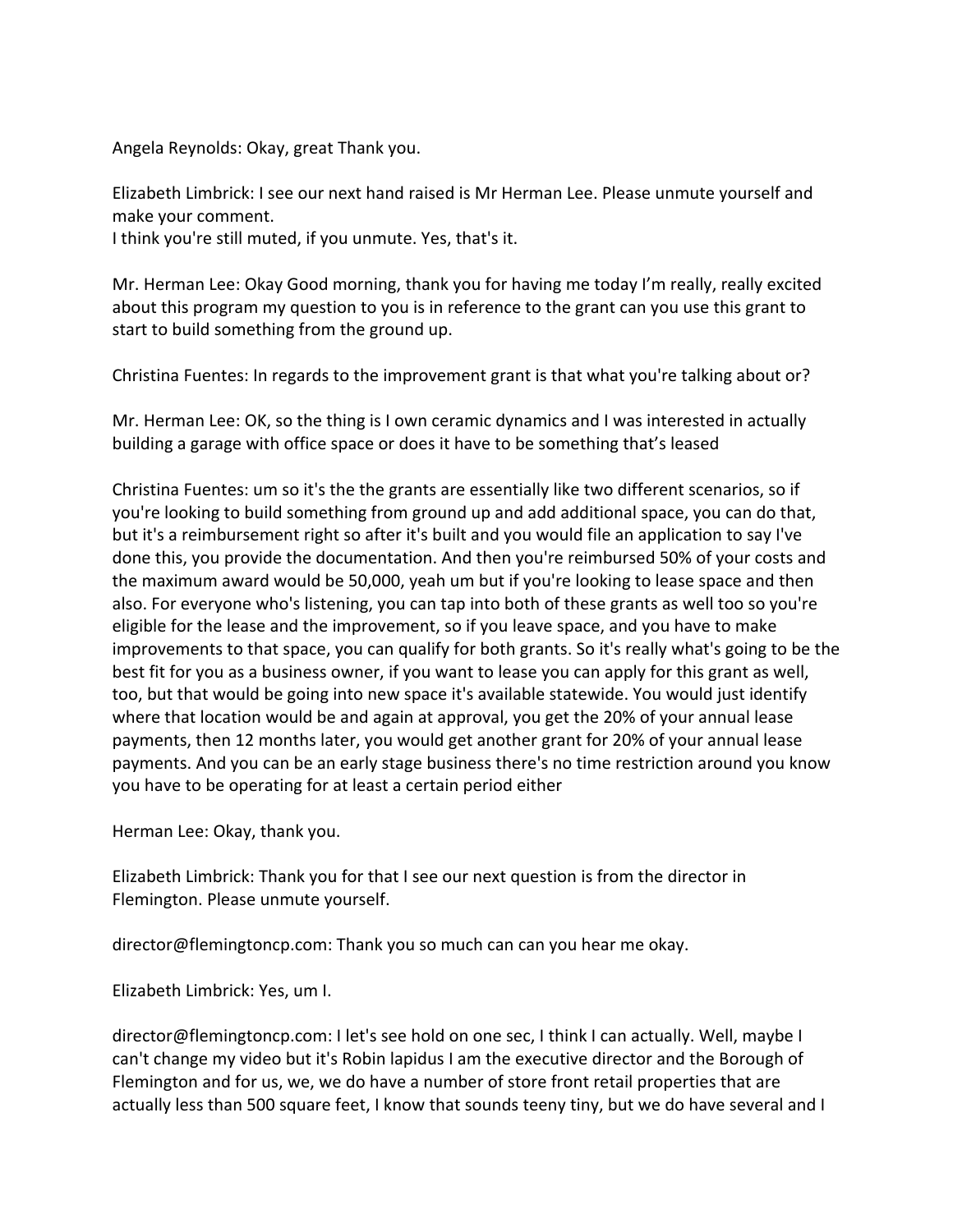Angela Reynolds: Okay, great Thank you.

Elizabeth Limbrick: I see our next hand raised is Mr Herman Lee. Please unmute yourself and make your comment.
I think you're still muted, if you unmute. Yes, that's it.

Mr. Herman Lee: Okay Good morning, thank you for having me today I'm really, really excited about this program my question to you is in reference to the grant can you use this grant to start to build something from the ground up.

Christina Fuentes: In regards to the improvement grant is that what you're talking about or?

Mr. Herman Lee: OK, so the thing is I own ceramic dynamics and I was interested in actually building a garage with office space or does it have to be something that's leased

Christina Fuentes: um so it's the the grants are essentially like two different scenarios, so if you're looking to build something from ground up and add additional space, you can do that, but it's a reimbursement right so after it's built and you would file an application to say I've done this, you provide the documentation. And then you're reimbursed 50% of your costs and the maximum award would be 50,000, yeah um but if you're looking to lease space and then also. For everyone who's listening, you can tap into both of these grants as well too so you're eligible for the lease and the improvement, so if you leave space, and you have to make improvements to that space, you can qualify for both grants. So it's really what's going to be the best fit for you as a business owner, if you want to lease you can apply for this grant as well, too, but that would be going into new space it's available statewide. You would just identify where that location would be and again at approval, you get the 20% of your annual lease payments, then 12 months later, you would get another grant for 20% of your annual lease payments. And you can be an early stage business there's no time restriction around you know you have to be operating for at least a certain period either

Herman Lee: Okay, thank you.

Elizabeth Limbrick: Thank you for that I see our next question is from the director in Flemington. Please unmute yourself.

director@flemingtoncp.com: Thank you so much can can you hear me okay.

Elizabeth Limbrick: Yes, um I.

director@flemingtoncp.com: I let's see hold on one sec, I think I can actually. Well, maybe I can't change my video but it's Robin lapidus I am the executive director and the Borough of Flemington and for us, we, we do have a number of store front retail properties that are actually less than 500 square feet, I know that sounds teeny tiny, but we do have several and I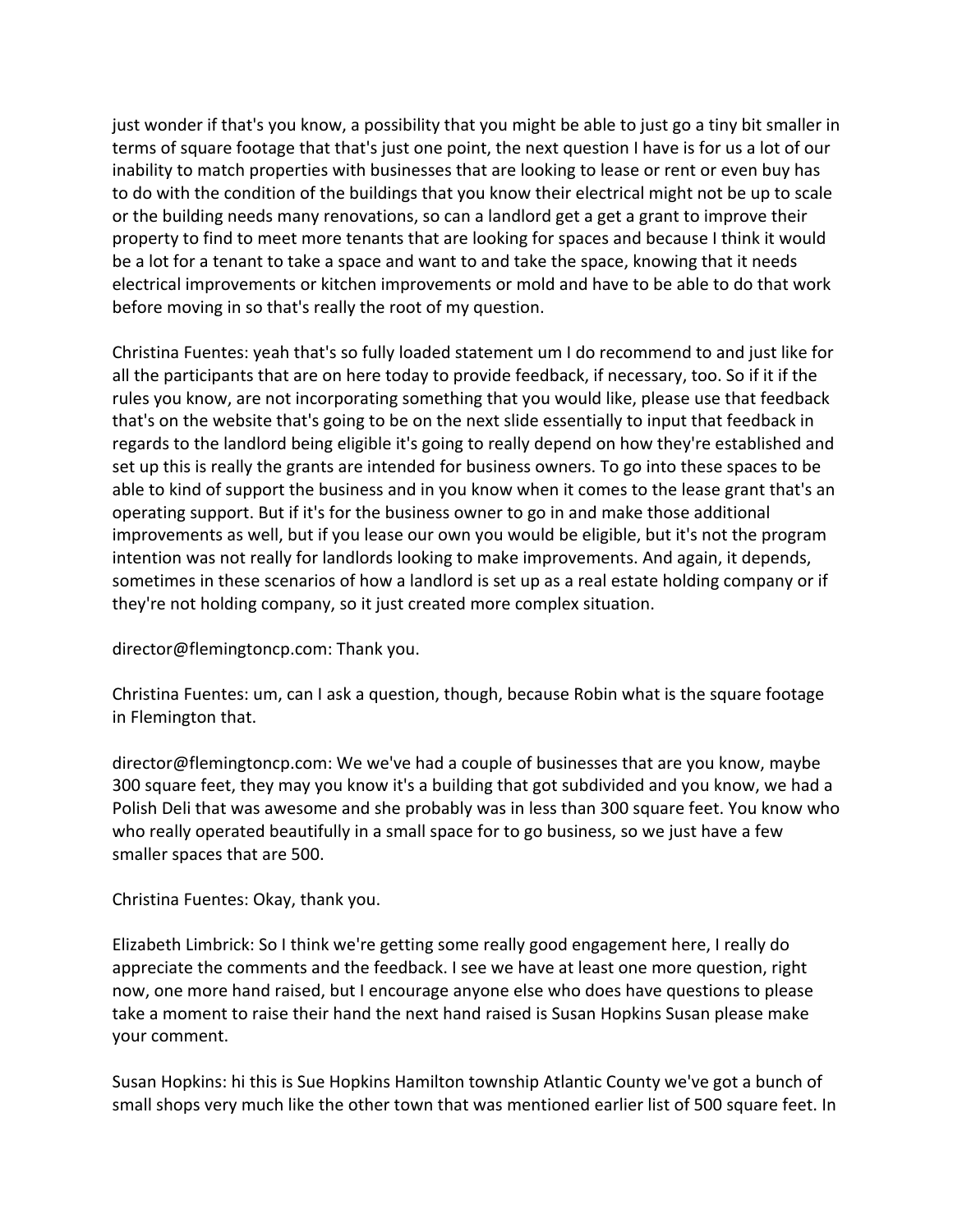just wonder if that's you know, a possibility that you might be able to just go a tiny bit smaller in terms of square footage that that's just one point, the next question I have is for us a lot of our inability to match properties with businesses that are looking to lease or rent or even buy has to do with the condition of the buildings that you know their electrical might not be up to scale or the building needs many renovations, so can a landlord get a get a grant to improve their property to find to meet more tenants that are looking for spaces and because I think it would be a lot for a tenant to take a space and want to and take the space, knowing that it needs electrical improvements or kitchen improvements or mold and have to be able to do that work before moving in so that's really the root of my question.

Christina Fuentes: yeah that's so fully loaded statement um I do recommend to and just like for all the participants that are on here today to provide feedback, if necessary, too. So if it if the rules you know, are not incorporating something that you would like, please use that feedback that's on the website that's going to be on the next slide essentially to input that feedback in regards to the landlord being eligible it's going to really depend on how they're established and set up this is really the grants are intended for business owners. To go into these spaces to be able to kind of support the business and in you know when it comes to the lease grant that's an operating support. But if it's for the business owner to go in and make those additional improvements as well, but if you lease our own you would be eligible, but it's not the program intention was not really for landlords looking to make improvements. And again, it depends, sometimes in these scenarios of how a landlord is set up as a real estate holding company or if they're not holding company, so it just created more complex situation.

director@flemingtoncp.com: Thank you.

Christina Fuentes: um, can I ask a question, though, because Robin what is the square footage in Flemington that.

director@flemingtoncp.com: We we've had a couple of businesses that are you know, maybe 300 square feet, they may you know it's a building that got subdivided and you know, we had a Polish Deli that was awesome and she probably was in less than 300 square feet. You know who who really operated beautifully in a small space for to go business, so we just have a few smaller spaces that are 500.

Christina Fuentes: Okay, thank you.

Elizabeth Limbrick: So I think we're getting some really good engagement here, I really do appreciate the comments and the feedback. I see we have at least one more question, right now, one more hand raised, but I encourage anyone else who does have questions to please take a moment to raise their hand the next hand raised is Susan Hopkins Susan please make your comment.

Susan Hopkins: hi this is Sue Hopkins Hamilton township Atlantic County we've got a bunch of small shops very much like the other town that was mentioned earlier list of 500 square feet. In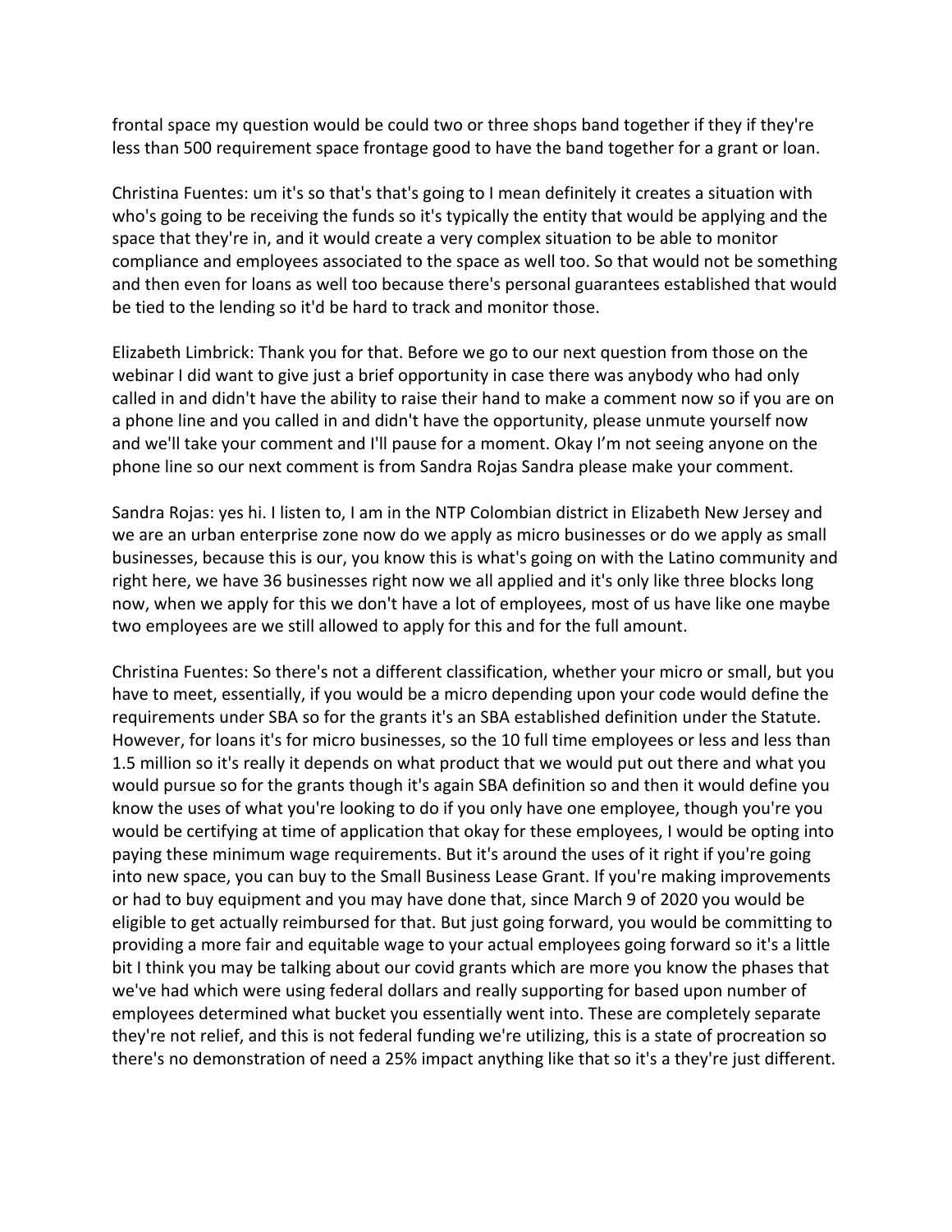frontal space my question would be could two or three shops band together if they if they're less than 500 requirement space frontage good to have the band together for a grant or loan.

Christina Fuentes: um it's so that's that's going to I mean definitely it creates a situation with who's going to be receiving the funds so it's typically the entity that would be applying and the space that they're in, and it would create a very complex situation to be able to monitor compliance and employees associated to the space as well too. So that would not be something and then even for loans as well too because there's personal guarantees established that would be tied to the lending so it'd be hard to track and monitor those.

Elizabeth Limbrick: Thank you for that. Before we go to our next question from those on the webinar I did want to give just a brief opportunity in case there was anybody who had only called in and didn't have the ability to raise their hand to make a comment now so if you are on a phone line and you called in and didn't have the opportunity, please unmute yourself now and we'll take your comment and I'll pause for a moment. Okay I'm not seeing anyone on the phone line so our next comment is from Sandra Rojas Sandra please make your comment.

Sandra Rojas: yes hi. I listen to, I am in the NTP Colombian district in Elizabeth New Jersey and we are an urban enterprise zone now do we apply as micro businesses or do we apply as small businesses, because this is our, you know this is what's going on with the Latino community and right here, we have 36 businesses right now we all applied and it's only like three blocks long now, when we apply for this we don't have a lot of employees, most of us have like one maybe two employees are we still allowed to apply for this and for the full amount.

Christina Fuentes: So there's not a different classification, whether your micro or small, but you have to meet, essentially, if you would be a micro depending upon your code would define the requirements under SBA so for the grants it's an SBA established definition under the Statute. However, for loans it's for micro businesses, so the 10 full time employees or less and less than 1.5 million so it's really it depends on what product that we would put out there and what you would pursue so for the grants though it's again SBA definition so and then it would define you know the uses of what you're looking to do if you only have one employee, though you're you would be certifying at time of application that okay for these employees, I would be opting into paying these minimum wage requirements. But it's around the uses of it right if you're going into new space, you can buy to the Small Business Lease Grant. If you're making improvements or had to buy equipment and you may have done that, since March 9 of 2020 you would be eligible to get actually reimbursed for that. But just going forward, you would be committing to providing a more fair and equitable wage to your actual employees going forward so it's a little bit I think you may be talking about our covid grants which are more you know the phases that we've had which were using federal dollars and really supporting for based upon number of employees determined what bucket you essentially went into. These are completely separate they're not relief, and this is not federal funding we're utilizing, this is a state of procreation so there's no demonstration of need a 25% impact anything like that so it's a they're just different.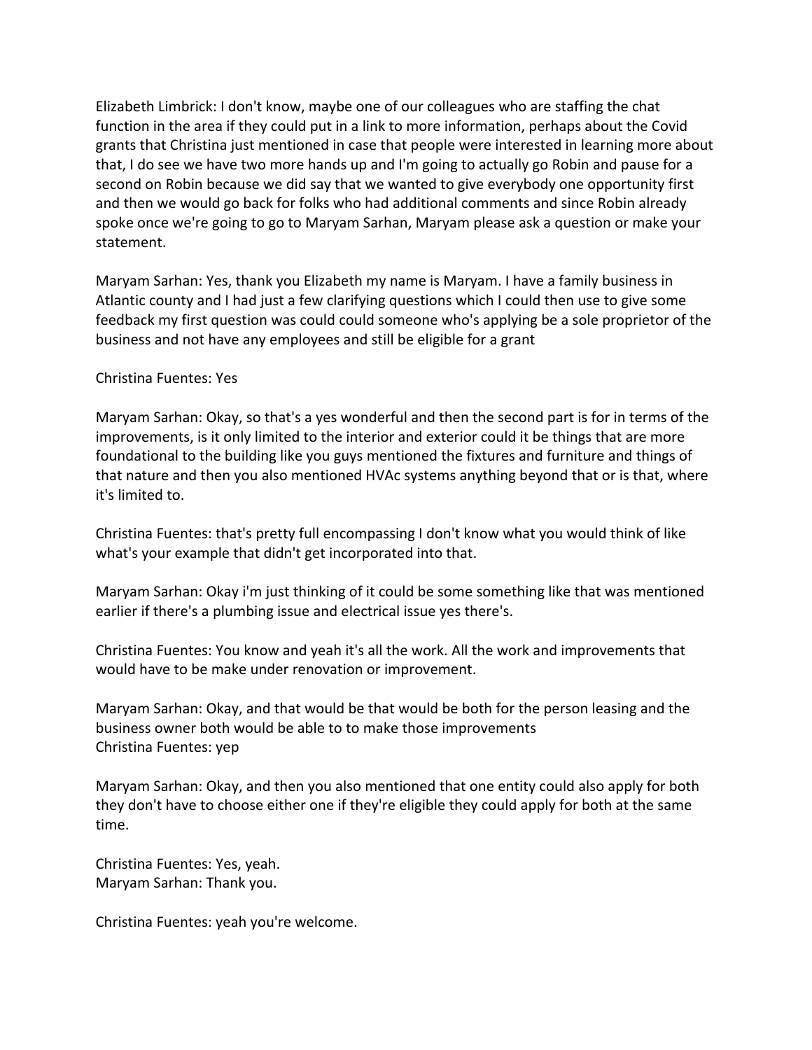Elizabeth Limbrick: I don't know, maybe one of our colleagues who are staffing the chat function in the area if they could put in a link to more information, perhaps about the Covid grants that Christina just mentioned in case that people were interested in learning more about that, I do see we have two more hands up and I'm going to actually go Robin and pause for a second on Robin because we did say that we wanted to give everybody one opportunity first and then we would go back for folks who had additional comments and since Robin already spoke once we're going to go to Maryam Sarhan, Maryam please ask a question or make your statement.

Maryam Sarhan: Yes, thank you Elizabeth my name is Maryam. I have a family business in Atlantic county and I had just a few clarifying questions which I could then use to give some feedback my first question was could could someone who's applying be a sole proprietor of the business and not have any employees and still be eligible for a grant

Christina Fuentes: Yes

Maryam Sarhan: Okay, so that's a yes wonderful and then the second part is for in terms of the improvements, is it only limited to the interior and exterior could it be things that are more foundational to the building like you guys mentioned the fixtures and furniture and things of that nature and then you also mentioned HVAc systems anything beyond that or is that, where it's limited to.

Christina Fuentes: that's pretty full encompassing I don't know what you would think of like what's your example that didn't get incorporated into that.

Maryam Sarhan: Okay i'm just thinking of it could be some something like that was mentioned earlier if there's a plumbing issue and electrical issue yes there's.

Christina Fuentes: You know and yeah it's all the work. All the work and improvements that would have to be make under renovation or improvement.

Maryam Sarhan: Okay, and that would be that would be both for the person leasing and the business owner both would be able to to make those improvements
Christina Fuentes: yep

Maryam Sarhan: Okay, and then you also mentioned that one entity could also apply for both they don't have to choose either one if they're eligible they could apply for both at the same time.

Christina Fuentes: Yes, yeah.
Maryam Sarhan: Thank you.

Christina Fuentes: yeah you're welcome.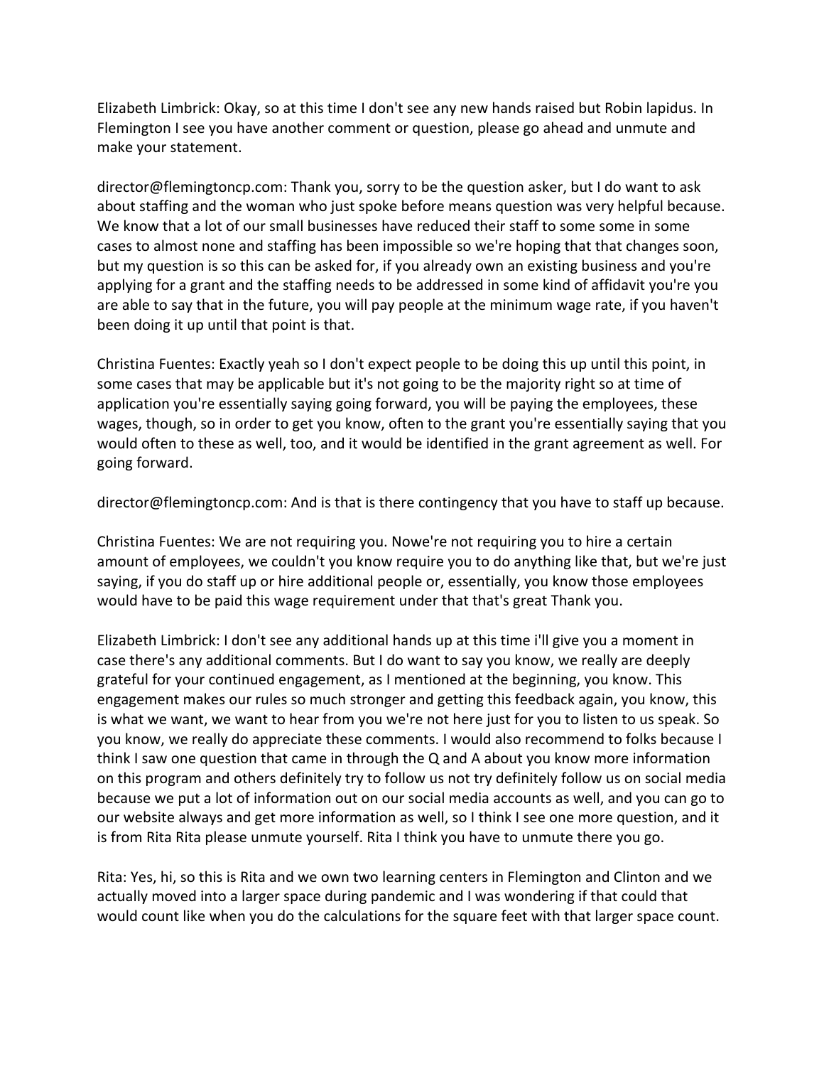Elizabeth Limbrick: Okay, so at this time I don't see any new hands raised but Robin lapidus. In Flemington I see you have another comment or question, please go ahead and unmute and make your statement.

director@flemingtoncp.com: Thank you, sorry to be the question asker, but I do want to ask about staffing and the woman who just spoke before means question was very helpful because. We know that a lot of our small businesses have reduced their staff to some some in some cases to almost none and staffing has been impossible so we're hoping that that changes soon, but my question is so this can be asked for, if you already own an existing business and you're applying for a grant and the staffing needs to be addressed in some kind of affidavit you're you are able to say that in the future, you will pay people at the minimum wage rate, if you haven't been doing it up until that point is that.

Christina Fuentes: Exactly yeah so I don't expect people to be doing this up until this point, in some cases that may be applicable but it's not going to be the majority right so at time of application you're essentially saying going forward, you will be paying the employees, these wages, though, so in order to get you know, often to the grant you're essentially saying that you would often to these as well, too, and it would be identified in the grant agreement as well. For going forward.

director@flemingtoncp.com: And is that is there contingency that you have to staff up because.

Christina Fuentes: We are not requiring you. Nowe're not requiring you to hire a certain amount of employees, we couldn't you know require you to do anything like that, but we're just saying, if you do staff up or hire additional people or, essentially, you know those employees would have to be paid this wage requirement under that that's great Thank you.

Elizabeth Limbrick: I don't see any additional hands up at this time i'll give you a moment in case there's any additional comments. But I do want to say you know, we really are deeply grateful for your continued engagement, as I mentioned at the beginning, you know. This engagement makes our rules so much stronger and getting this feedback again, you know, this is what we want, we want to hear from you we're not here just for you to listen to us speak. So you know, we really do appreciate these comments. I would also recommend to folks because I think I saw one question that came in through the Q and A about you know more information on this program and others definitely try to follow us not try definitely follow us on social media because we put a lot of information out on our social media accounts as well, and you can go to our website always and get more information as well, so I think I see one more question, and it is from Rita Rita please unmute yourself. Rita I think you have to unmute there you go.

Rita: Yes, hi, so this is Rita and we own two learning centers in Flemington and Clinton and we actually moved into a larger space during pandemic and I was wondering if that could that would count like when you do the calculations for the square feet with that larger space count.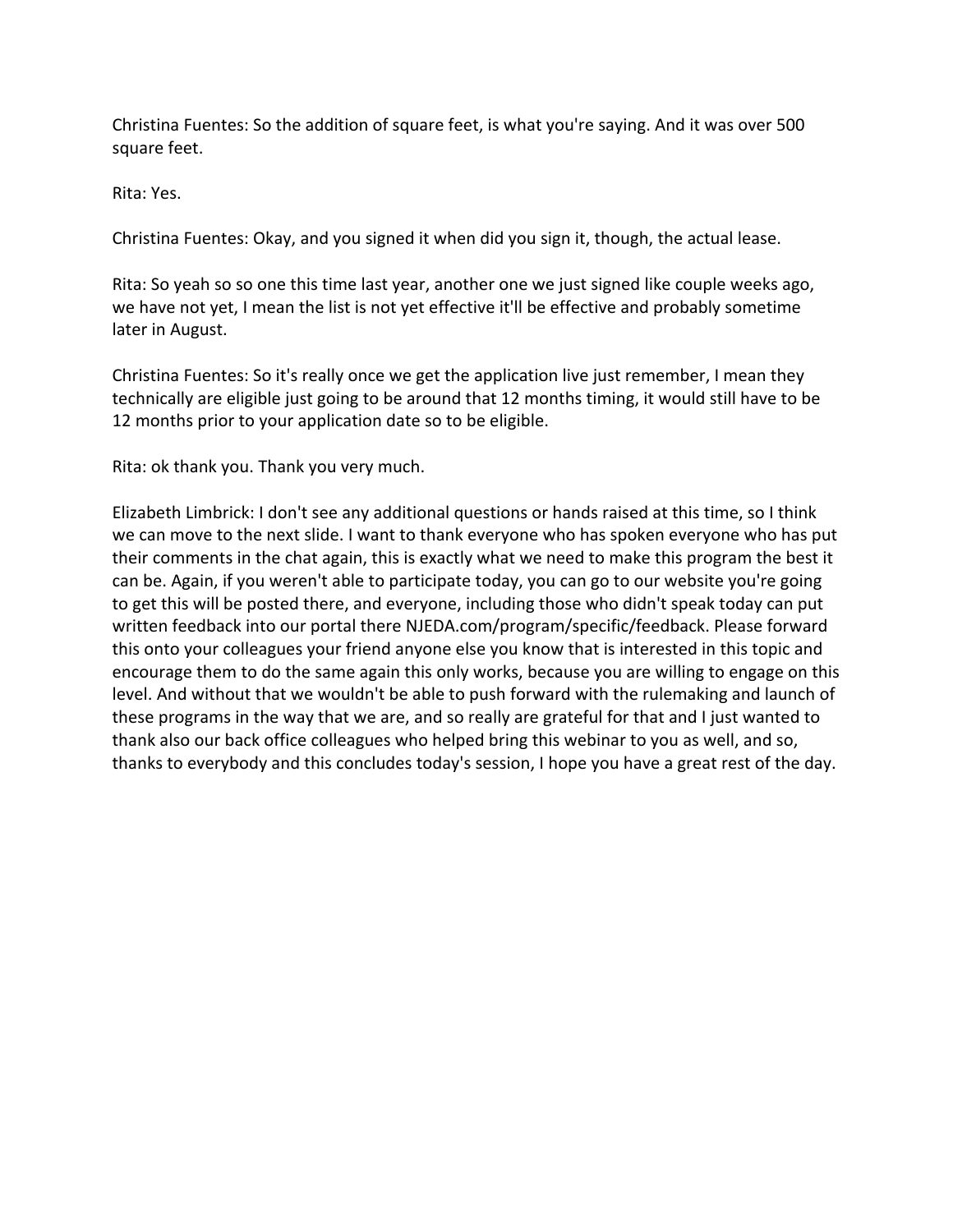Christina Fuentes: So the addition of square feet, is what you're saying. And it was over 500 square feet.

Rita: Yes.

Christina Fuentes: Okay, and you signed it when did you sign it, though, the actual lease.

Rita: So yeah so so one this time last year, another one we just signed like couple weeks ago, we have not yet, I mean the list is not yet effective it'll be effective and probably sometime later in August.

Christina Fuentes: So it's really once we get the application live just remember, I mean they technically are eligible just going to be around that 12 months timing, it would still have to be 12 months prior to your application date so to be eligible.

Rita: ok thank you. Thank you very much.

Elizabeth Limbrick: I don't see any additional questions or hands raised at this time, so I think we can move to the next slide. I want to thank everyone who has spoken everyone who has put their comments in the chat again, this is exactly what we need to make this program the best it can be. Again, if you weren't able to participate today, you can go to our website you're going to get this will be posted there, and everyone, including those who didn't speak today can put written feedback into our portal there NJEDA.com/program/specific/feedback. Please forward this onto your colleagues your friend anyone else you know that is interested in this topic and encourage them to do the same again this only works, because you are willing to engage on this level. And without that we wouldn't be able to push forward with the rulemaking and launch of these programs in the way that we are, and so really are grateful for that and I just wanted to thank also our back office colleagues who helped bring this webinar to you as well, and so, thanks to everybody and this concludes today's session, I hope you have a great rest of the day.